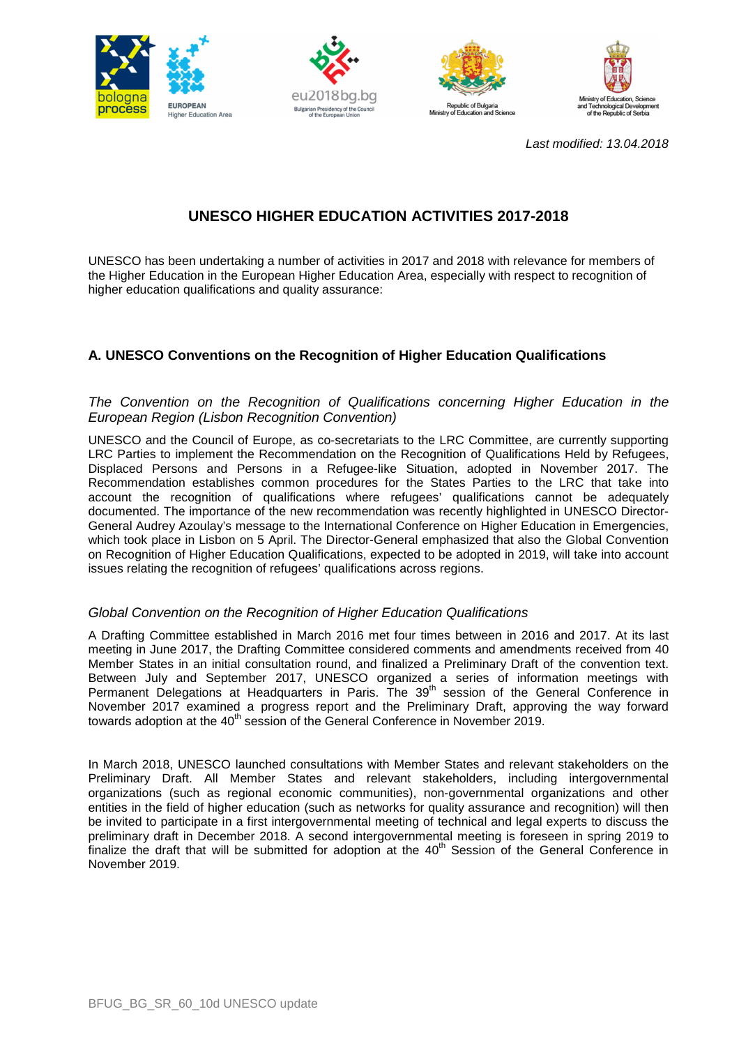*Last modified: 13.04.2018*

# UNESCO HIGHER EDUCATION ACTIVITIES 2017-2018

UNESCO has been undertaking a number of activities in 2017 and 2018 with relevance for members of the Higher Education in the European Higher Education Area, especially with respect to recognition of higher education qualifications and quality assurance:

## A. UNESCO Conventions on the Recognition of Higher Education Qualifications

### *The Convention on the Recognition of Qualifications concerning Higher Education in the European Region (Lisbon Recognition Convention)*

UNESCO and the Council of Europe, as co-secretariats to the LRC Committee, are currently supporting LRC Parties to implement the Recommendation on the Recognition of Qualifications Held by Refugees, Displaced Persons and Persons in a Refugee-like Situation, adopted in November 2017. The Recommendation establishes common procedures for the States Parties to the LRC that take into account the recognition of qualifications where refugees' qualifications cannot be adequately documented. The importance of the new recommendation was recently highlighted in UNESCO Director-General Audrey Azoulay's message to the International Conference on Higher Education in Emergencies, which took place in Lisbon on 5 April. The Director-General emphasized that also the Global Convention on Recognition of Higher Education Qualifications, expected to be adopted in 2019, will take into account issues relating the recognition of refugees' qualifications across regions.

### *Global Convention on the Recognition of Higher Education Qualifications*

A Drafting Committee established in March 2016 met four times between in 2016 and 2017. At its last meeting in June 2017, the Drafting Committee considered comments and amendments received from 40 Member States in an initial consultation round, and finalized a Preliminary Draft of the convention text. Between July and September 2017, UNESCO organized a series of information meetings with Permanent Delegations at Headquarters in Paris. The 39th session of the General Conference in November 2017 examined a progress report and the Preliminary Draft, approving the way forward towards adoption at the 40th session of the General Conference in November 2019.

In March 2018, UNESCO launched consultations with Member States and relevant stakeholders on the Preliminary Draft. All Member States and relevant stakeholders, including intergovernmental organizations (such as regional economic communities), non-governmental organizations and other entities in the field of higher education (such as networks for quality assurance and recognition) will then be invited to participate in a first intergovernmental meeting of technical and legal experts to discuss the preliminary draft in December 2018. A second intergovernmental meeting is foreseen in spring 2019 to finalize the draft that will be submitted for adoption at the 40th Session of the General Conference in November 2019.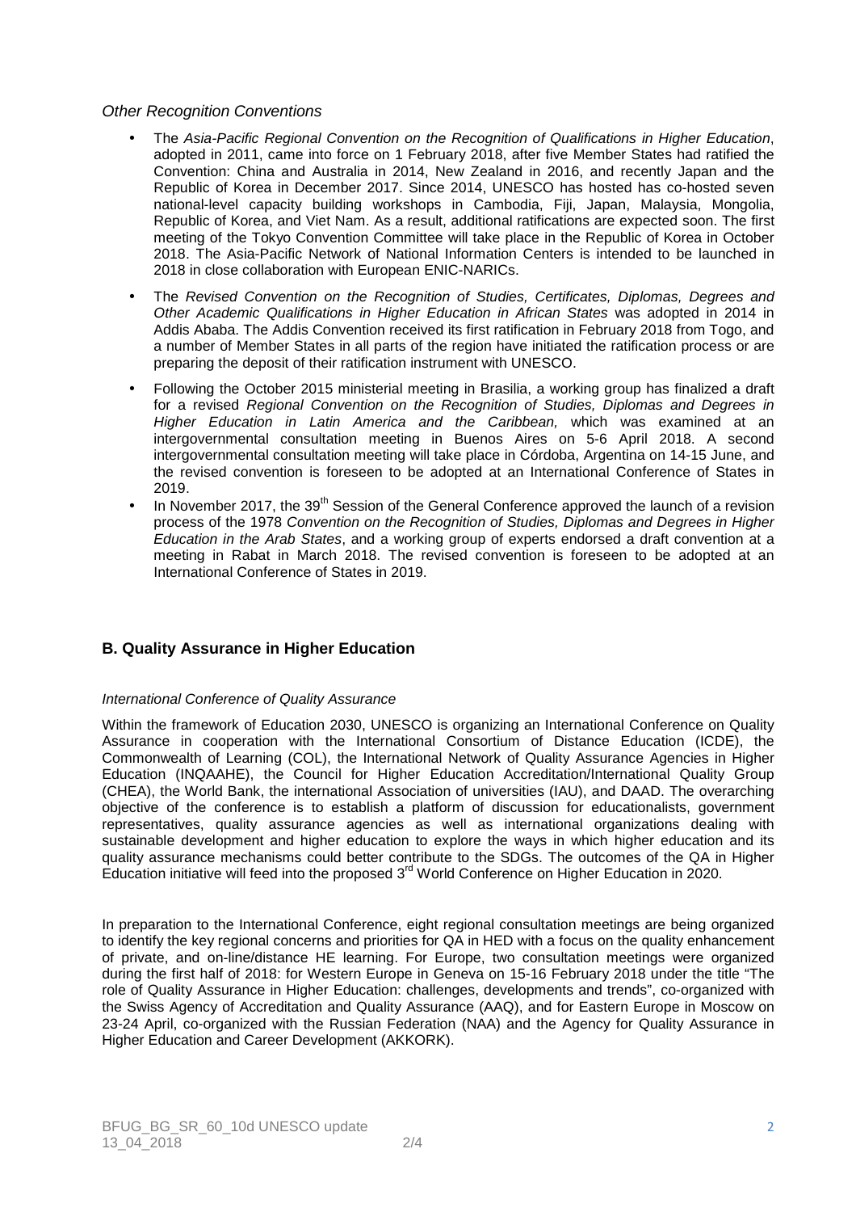*Other Recognition Conventions*

- The *Asia-Pacific Regional Convention on the Recognition of Qualifications in Higher Education*, adopted in 2011, came into force on 1 February 2018, after five Member States had ratified the Convention: China and Australia in 2014, New Zealand in 2016, and recently Japan and the Republic of Korea in December 2017. Since 2014, UNESCO has hosted has co-hosted seven national-level capacity building workshops in Cambodia, Fiji, Japan, Malaysia, Mongolia, Republic of Korea, and Viet Nam. As a result, additional ratifications are expected soon. The first meeting of the Tokyo Convention Committee will take place in the Republic of Korea in October 2018. The Asia-Pacific Network of National Information Centers is intended to be launched in 2018 in close collaboration with European ENIC-NARICs.
- The *Revised Convention on the Recognition of Studies, Certificates, Diplomas, Degrees and Other Academic Qualifications in Higher Education in African States* was adopted in 2014 in Addis Ababa. The Addis Convention received its first ratification in February 2018 from Togo, and a number of Member States in all parts of the region have initiated the ratification process or are preparing the deposit of their ratification instrument with UNESCO.
- Following the October 2015 ministerial meeting in Brasilia, a working group has finalized a draft for a revised *Regional Convention on the Recognition of Studies, Diplomas and Degrees in Higher Education in Latin America and the Caribbean,* which was examined at an intergovernmental consultation meeting in Buenos Aires on 5-6 April 2018. A second intergovernmental consultation meeting will take place in Córdoba, Argentina on 14-15 June, and the revised convention is foreseen to be adopted at an International Conference of States in 2019.
- In November 2017, the 39th Session of the General Conference approved the launch of a revision process of the 1978 *Convention on the Recognition of Studies, Diplomas and Degrees in Higher Education in the Arab States*, and a working group of experts endorsed a draft convention at a meeting in Rabat in March 2018. The revised convention is foreseen to be adopted at an International Conference of States in 2019.

## B. Quality Assurance in Higher Education

*International Conference of Quality Assurance*

Within the framework of Education 2030, UNESCO is organizing an International Conference on Quality Assurance in cooperation with the International Consortium of Distance Education (ICDE), the Commonwealth of Learning (COL), the International Network of Quality Assurance Agencies in Higher Education (INQAAHE), the Council for Higher Education Accreditation/International Quality Group (CHEA), the World Bank, the international Association of universities (IAU), and DAAD. The overarching objective of the conference is to establish a platform of discussion for educationalists, government representatives, quality assurance agencies as well as international organizations dealing with sustainable development and higher education to explore the ways in which higher education and its quality assurance mechanisms could better contribute to the SDGs. The outcomes of the QA in Higher Education initiative will feed into the proposed 3rd World Conference on Higher Education in 2020.

In preparation to the International Conference, eight regional consultation meetings are being organized to identify the key regional concerns and priorities for QA in HED with a focus on the quality enhancement of private, and on-line/distance HE learning. For Europe, two consultation meetings were organized during the first half of 2018: for Western Europe in Geneva on 15-16 February 2018 under the title "The role of Quality Assurance in Higher Education: challenges, developments and trends", co-organized with the Swiss Agency of Accreditation and Quality Assurance (AAQ), and for Eastern Europe in Moscow on 23-24 April, co-organized with the Russian Federation (NAA) and the Agency for Quality Assurance in Higher Education and Career Development (AKKORK).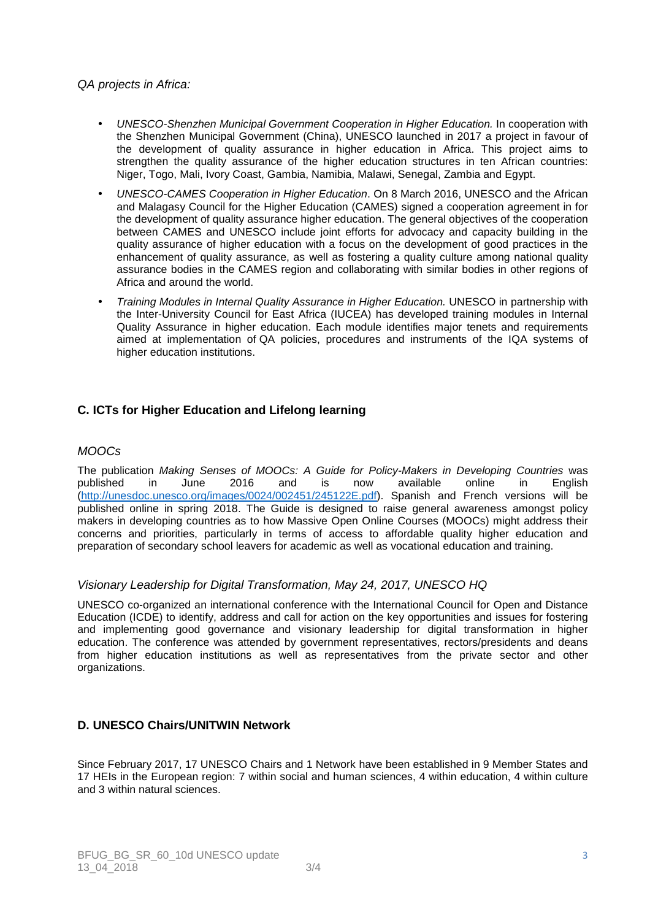*QA projects in Africa:*

- *UNESCO-Shenzhen Municipal Government Cooperation in Higher Education.* In cooperation with the Shenzhen Municipal Government (China), UNESCO launched in 2017 a project in favour of the development of quality assurance in higher education in Africa. This project aims to strengthen the quality assurance of the higher education structures in ten African countries: Niger, Togo, Mali, Ivory Coast, Gambia, Namibia, Malawi, Senegal, Zambia and Egypt.
- *UNESCO-CAMES Cooperation in Higher Education*. On 8 March 2016, UNESCO and the African and Malagasy Council for the Higher Education (CAMES) signed a cooperation agreement in for the development of quality assurance higher education. The general objectives of the cooperation between CAMES and UNESCO include joint efforts for advocacy and capacity building in the quality assurance of higher education with a focus on the development of good practices in the enhancement of quality assurance, as well as fostering a quality culture among national quality assurance bodies in the CAMES region and collaborating with similar bodies in other regions of Africa and around the world.
- *Training Modules in Internal Quality Assurance in Higher Education.* UNESCO in partnership with the Inter-University Council for East Africa (IUCEA) has developed training modules in Internal Quality Assurance in higher education. Each module identifies major tenets and requirements aimed at implementation of QA policies, procedures and instruments of the IQA systems of higher education institutions.

## C. ICTs for Higher Education and Lifelong learning

### *MOOCs*

The publication *Making Senses of MOOCs: A Guide for Policy-Makers in Developing Countries* was published in June 2016 and is now available online in English (http://unesdoc.unesco.org/images/0024/002451/245122E.pdf). Spanish and French versions will be published online in spring 2018. The Guide is designed to raise general awareness amongst policy makers in developing countries as to how Massive Open Online Courses (MOOCs) might address their concerns and priorities, particularly in terms of access to affordable quality higher education and preparation of secondary school leavers for academic as well as vocational education and training.

### *Visionary Leadership for Digital Transformation, May 24, 2017, UNESCO HQ*

UNESCO co-organized an international conference with the International Council for Open and Distance Education (ICDE) to identify, address and call for action on the key opportunities and issues for fostering and implementing good governance and visionary leadership for digital transformation in higher education. The conference was attended by government representatives, rectors/presidents and deans from higher education institutions as well as representatives from the private sector and other organizations.

## D. UNESCO Chairs/UNITWIN Network

Since February 2017, 17 UNESCO Chairs and 1 Network have been established in 9 Member States and 17 HEIs in the European region: 7 within social and human sciences, 4 within education, 4 within culture and 3 within natural sciences.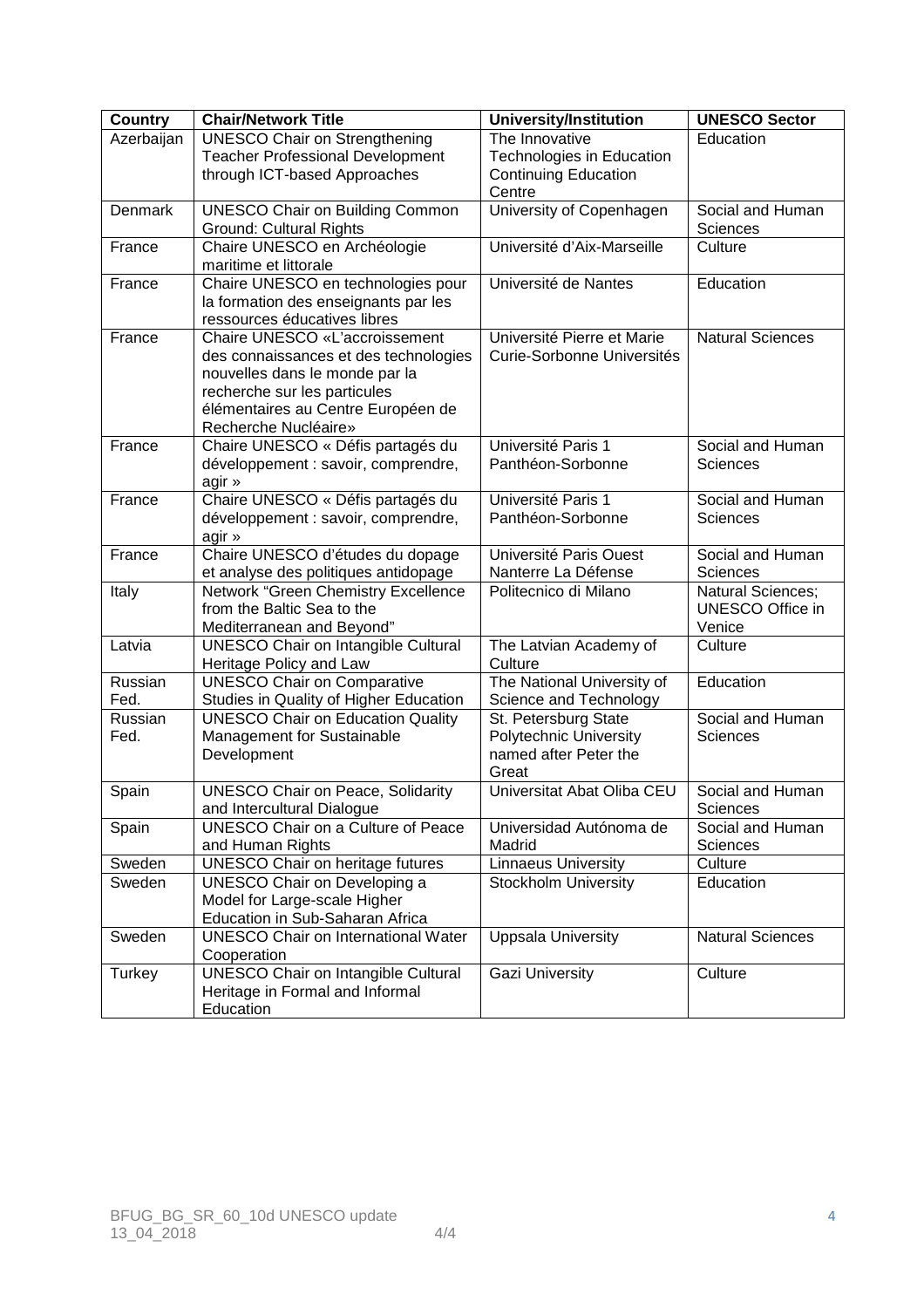| Country | Chair/Network Title | University/Institution | UNESCO Sector |
|---|---|---|---|
| Azerbaijan | UNESCO Chair on Strengthening Teacher Professional Development through ICT-based Approaches | The Innovative Technologies in Education Continuing Education Centre | Education |
| Denmark | UNESCO Chair on Building Common Ground: Cultural Rights | University of Copenhagen | Social and Human Sciences |
| France | Chaire UNESCO en Archéologie maritime et littorale | Université d'Aix-Marseille | Culture |
| France | Chaire UNESCO en technologies pour la formation des enseignants par les ressources éducatives libres | Université de Nantes | Education |
| France | Chaire UNESCO «L'accroissement des connaissances et des technologies nouvelles dans le monde par la recherche sur les particules élémentaires au Centre Européen de Recherche Nucléaire» | Université Pierre et Marie Curie-Sorbonne Universités | Natural Sciences |
| France | Chaire UNESCO « Défis partagés du développement : savoir, comprendre, agir » | Université Paris 1 Panthéon-Sorbonne | Social and Human Sciences |
| France | Chaire UNESCO « Défis partagés du développement : savoir, comprendre, agir » | Université Paris 1 Panthéon-Sorbonne | Social and Human Sciences |
| France | Chaire UNESCO d'études du dopage et analyse des politiques antidopage | Université Paris Ouest Nanterre La Défense | Social and Human Sciences |
| Italy | Network "Green Chemistry Excellence from the Baltic Sea to the Mediterranean and Beyond" | Politecnico di Milano | Natural Sciences; UNESCO Office in Venice |
| Latvia | UNESCO Chair on Intangible Cultural Heritage Policy and Law | The Latvian Academy of Culture | Culture |
| Russian Fed. | UNESCO Chair on Comparative Studies in Quality of Higher Education | The National University of Science and Technology | Education |
| Russian Fed. | UNESCO Chair on Education Quality Management for Sustainable Development | St. Petersburg State Polytechnic University named after Peter the Great | Social and Human Sciences |
| Spain | UNESCO Chair on Peace, Solidarity and Intercultural Dialogue | Universitat Abat Oliba CEU | Social and Human Sciences |
| Spain | UNESCO Chair on a Culture of Peace and Human Rights | Universidad Autónoma de Madrid | Social and Human Sciences |
| Sweden | UNESCO Chair on heritage futures | Linnaeus University | Culture |
| Sweden | UNESCO Chair on Developing a Model for Large-scale Higher Education in Sub-Saharan Africa | Stockholm University | Education |
| Sweden | UNESCO Chair on International Water Cooperation | Uppsala University | Natural Sciences |
| Turkey | UNESCO Chair on Intangible Cultural Heritage in Formal and Informal Education | Gazi University | Culture |